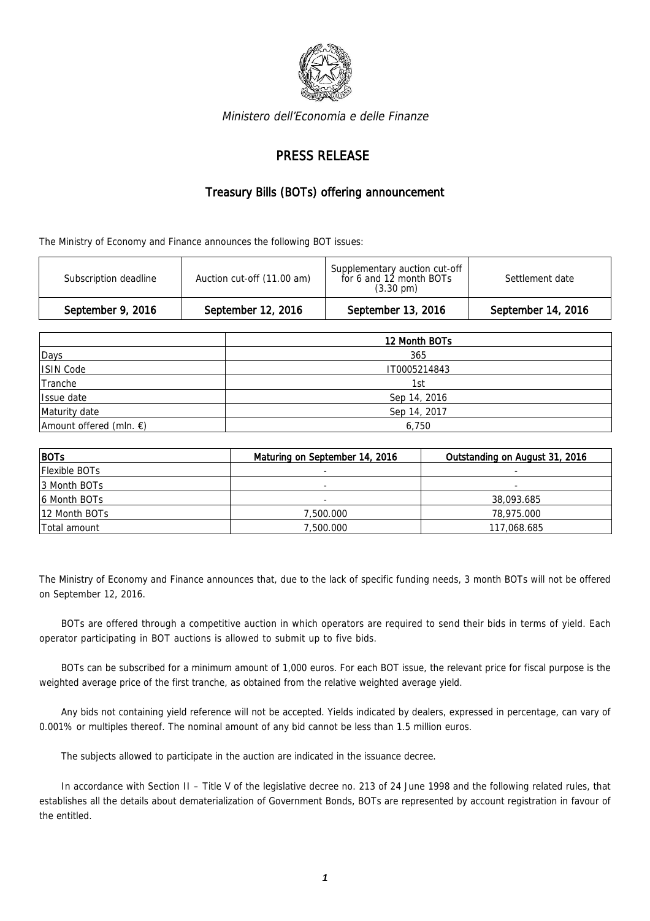*Ministero dell'Economia e delle Finanze*

# PRESS RELEASE

## Treasury Bills (BOTs) offering announcement

The Ministry of Economy and Finance announces the following BOT issues:

| Subscription deadline | Auction cut-off (11.00 am) | Supplementary auction cut-off for 6 and 12 month BOTs (3.30 pm) | Settlement date |
|---|---|---|---|
| **September 9, 2016** | **September 12, 2016** | **September 13, 2016** | **September 14, 2016** |

| | 12 Month BOTs |
|---|---|
| Days | 365 |
| ISIN Code | IT0005214843 |
| Tranche | 1st |
| Issue date | Sep 14, 2016 |
| Maturity date | Sep 14, 2017 |
| Amount offered (mln. €) | 6,750 |

| BOTs | Maturing on September 14, 2016 | Outstanding on August 31, 2016 |
|---|---|---|
| Flexible BOTs | - | - |
| 3 Month BOTs | - | - |
| 6 Month BOTs | - | 38,093.685 |
| 12 Month BOTs | 7,500.000 | 78,975.000 |
| Total amount | 7,500.000 | 117,068.685 |

The Ministry of Economy and Finance announces that, due to the lack of specific funding needs, 3 month BOTs will not be offered on September 12, 2016.

BOTs are offered through a competitive auction in which operators are required to send their bids in terms of yield. Each operator participating in BOT auctions is allowed to submit up to five bids.

BOTs can be subscribed for a minimum amount of 1,000 euros. For each BOT issue, the relevant price for fiscal purpose is the weighted average price of the first tranche, as obtained from the relative weighted average yield.

Any bids not containing yield reference will not be accepted. Yields indicated by dealers, expressed in percentage, can vary of 0.001% or multiples thereof. The nominal amount of any bid cannot be less than 1.5 million euros.

The subjects allowed to participate in the auction are indicated in the issuance decree.

In accordance with Section II – Title V of the legislative decree no. 213 of 24 June 1998 and the following related rules, that establishes all the details about dematerialization of Government Bonds, BOTs are represented by account registration in favour of the entitled.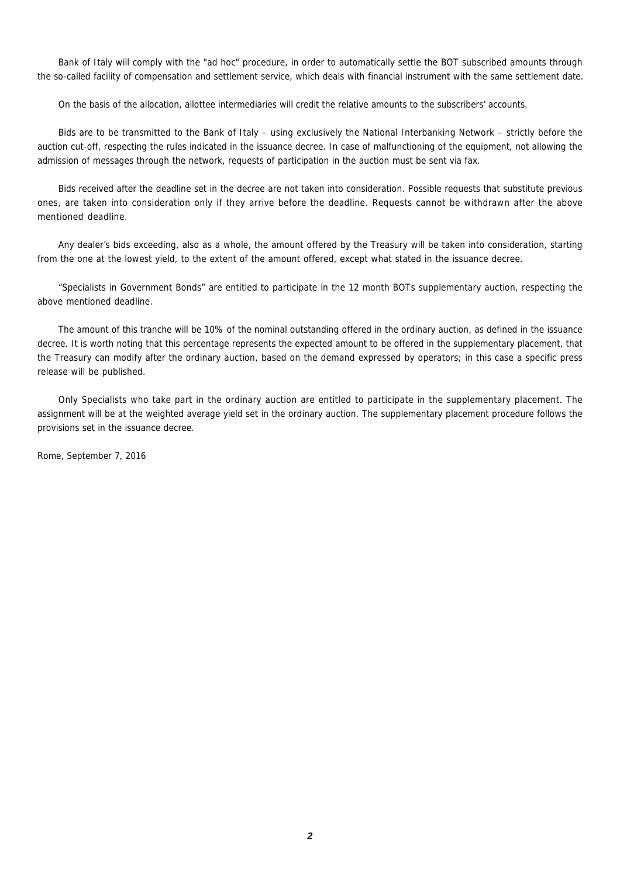Bank of Italy will comply with the "ad hoc" procedure, in order to automatically settle the BOT subscribed amounts through the so-called facility of compensation and settlement service, which deals with financial instrument with the same settlement date.

On the basis of the allocation, allottee intermediaries will credit the relative amounts to the subscribers' accounts.

Bids are to be transmitted to the Bank of Italy – using exclusively the National Interbanking Network – strictly before the auction cut-off, respecting the rules indicated in the issuance decree. In case of malfunctioning of the equipment, not allowing the admission of messages through the network, requests of participation in the auction must be sent via fax.

Bids received after the deadline set in the decree are not taken into consideration. Possible requests that substitute previous ones, are taken into consideration only if they arrive before the deadline. Requests cannot be withdrawn after the above mentioned deadline.

Any dealer's bids exceeding, also as a whole, the amount offered by the Treasury will be taken into consideration, starting from the one at the lowest yield, to the extent of the amount offered, except what stated in the issuance decree.

"Specialists in Government Bonds" are entitled to participate in the 12 month BOTs supplementary auction, respecting the above mentioned deadline.

The amount of this tranche will be 10% of the nominal outstanding offered in the ordinary auction, as defined in the issuance decree. It is worth noting that this percentage represents the expected amount to be offered in the supplementary placement, that the Treasury can modify after the ordinary auction, based on the demand expressed by operators; in this case a specific press release will be published.

Only Specialists who take part in the ordinary auction are entitled to participate in the supplementary placement. The assignment will be at the weighted average yield set in the ordinary auction. The supplementary placement procedure follows the provisions set in the issuance decree.

Rome, September 7, 2016